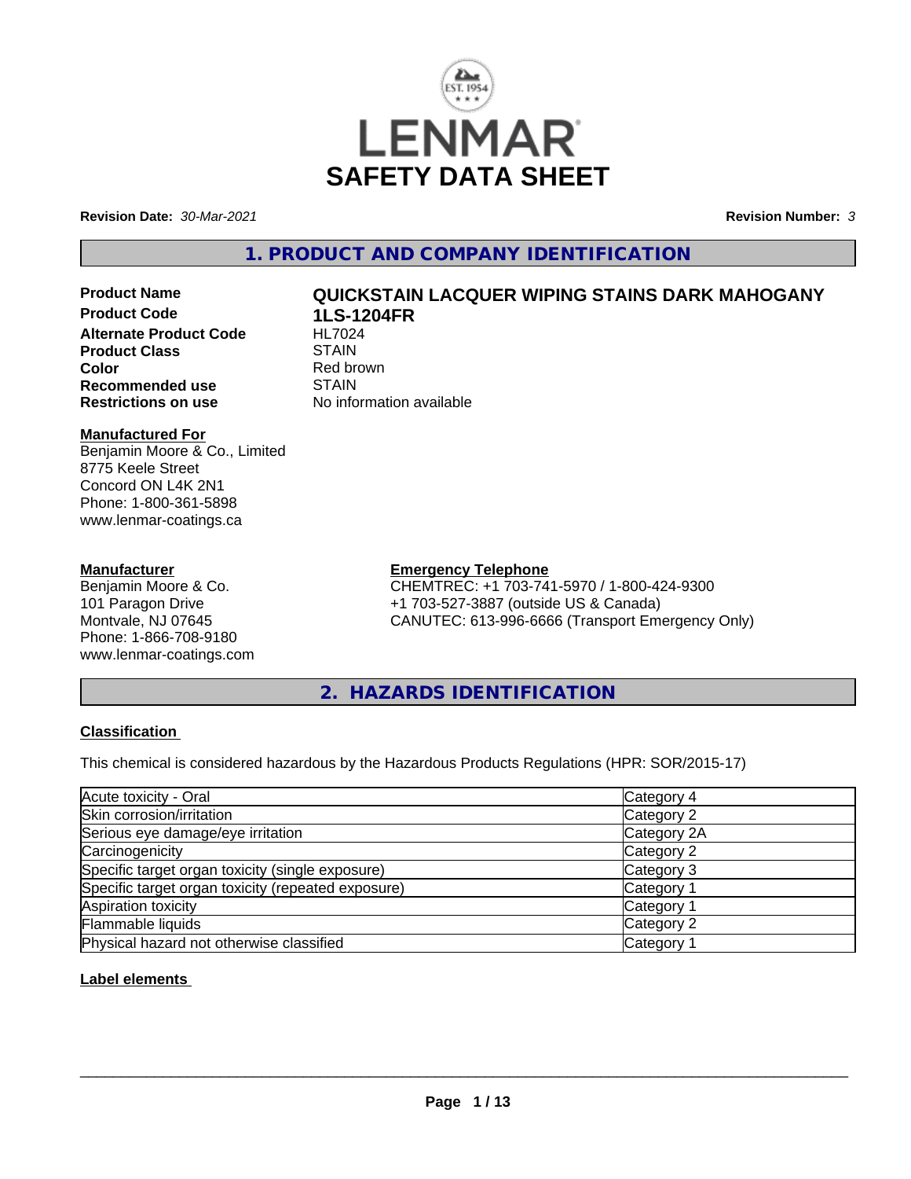# LENMAR SAFETY DATA SHEET

**Revision Date:** *30-Mar-2021* **Revision Number:** *3*

## 1. PRODUCT AND COMPANY IDENTIFICATION

**Product Name** **QUICKSTAIN LACQUER WIPING STAINS DARK MAHOGANY**
**Product Code** **1LS-1204FR**
**Alternate Product Code** HL7024
**Product Class** STAIN
**Color** Red brown
**Recommended use** STAIN
**Restrictions on use** No information available

**Manufactured For**
Benjamin Moore & Co., Limited
8775 Keele Street
Concord ON L4K 2N1
Phone: 1-800-361-5898
www.lenmar-coatings.ca

**Manufacturer**
Benjamin Moore & Co.
101 Paragon Drive
Montvale, NJ 07645
Phone: 1-866-708-9180
www.lenmar-coatings.com

**Emergency Telephone**
CHEMTREC: +1 703-741-5970 / 1-800-424-9300
+1 703-527-3887 (outside US & Canada)
CANUTEC: 613-996-6666 (Transport Emergency Only)

## 2. HAZARDS IDENTIFICATION

**Classification**

This chemical is considered hazardous by the Hazardous Products Regulations (HPR: SOR/2015-17)

| | |
|---|---|
| Acute toxicity - Oral | Category 4 |
| Skin corrosion/irritation | Category 2 |
| Serious eye damage/eye irritation | Category 2A |
| Carcinogenicity | Category 2 |
| Specific target organ toxicity (single exposure) | Category 3 |
| Specific target organ toxicity (repeated exposure) | Category 1 |
| Aspiration toxicity | Category 1 |
| Flammable liquids | Category 2 |
| Physical hazard not otherwise classified | Category 1 |

**Label elements**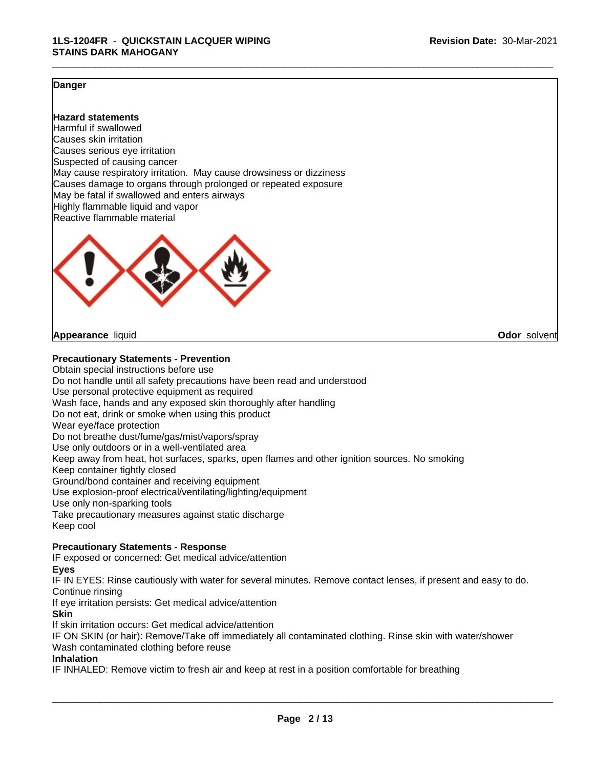**Danger**

**Hazard statements**
Harmful if swallowed
Causes skin irritation
Causes serious eye irritation
Suspected of causing cancer
May cause respiratory irritation. May cause drowsiness or dizziness
Causes damage to organs through prolonged or repeated exposure
May be fatal if swallowed and enters airways
Highly flammable liquid and vapor
Reactive flammable material

**Appearance** liquid **Odor** solvent

**Precautionary Statements - Prevention**
Obtain special instructions before use
Do not handle until all safety precautions have been read and understood
Use personal protective equipment as required
Wash face, hands and any exposed skin thoroughly after handling
Do not eat, drink or smoke when using this product
Wear eye/face protection
Do not breathe dust/fume/gas/mist/vapors/spray
Use only outdoors or in a well-ventilated area
Keep away from heat, hot surfaces, sparks, open flames and other ignition sources. No smoking
Keep container tightly closed
Ground/bond container and receiving equipment
Use explosion-proof electrical/ventilating/lighting/equipment
Use only non-sparking tools
Take precautionary measures against static discharge
Keep cool

**Precautionary Statements - Response**
IF exposed or concerned: Get medical advice/attention
**Eyes**
IF IN EYES: Rinse cautiously with water for several minutes. Remove contact lenses, if present and easy to do. Continue rinsing
If eye irritation persists: Get medical advice/attention
**Skin**
If skin irritation occurs: Get medical advice/attention
IF ON SKIN (or hair): Remove/Take off immediately all contaminated clothing. Rinse skin with water/shower
Wash contaminated clothing before reuse
**Inhalation**
IF INHALED: Remove victim to fresh air and keep at rest in a position comfortable for breathing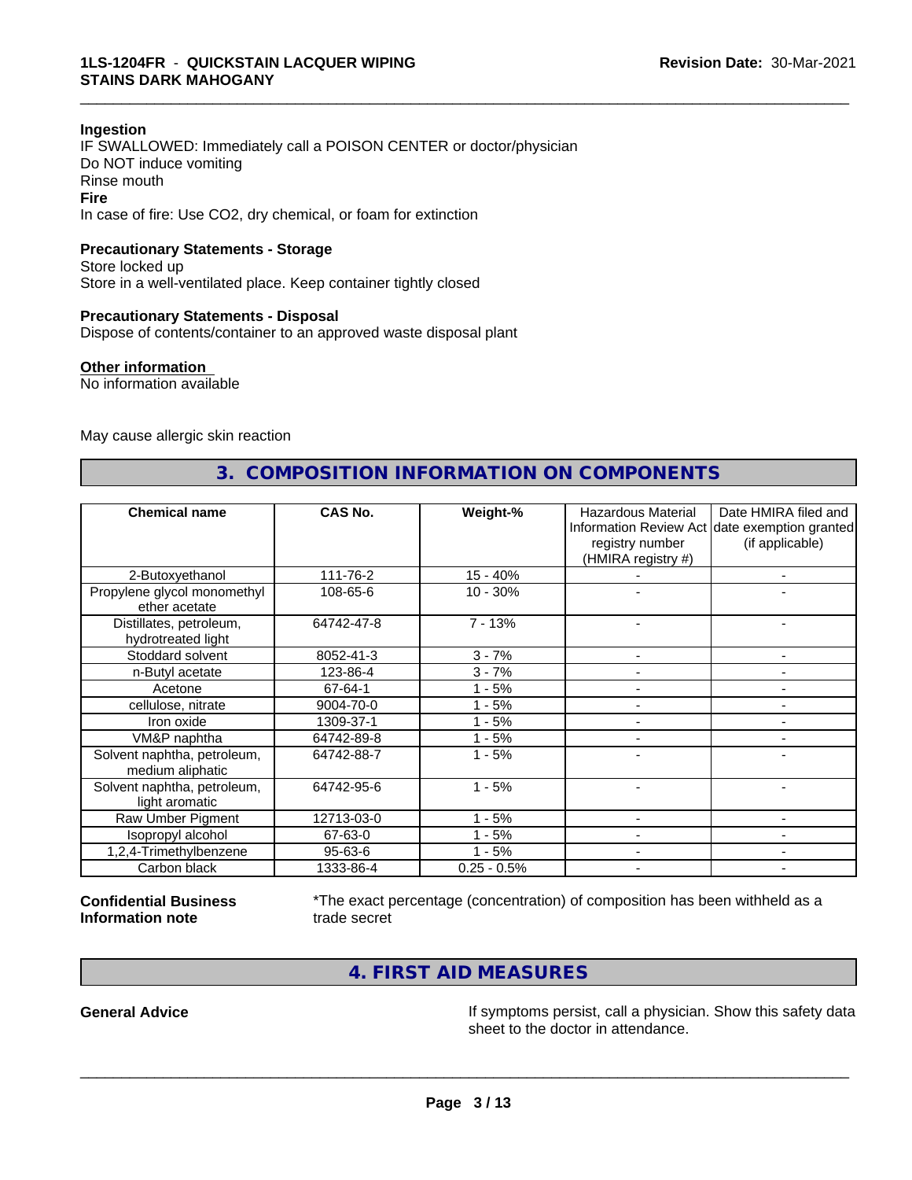**Ingestion**
IF SWALLOWED: Immediately call a POISON CENTER or doctor/physician
Do NOT induce vomiting
Rinse mouth
**Fire**
In case of fire: Use CO2, dry chemical, or foam for extinction

**Precautionary Statements - Storage**
Store locked up
Store in a well-ventilated place. Keep container tightly closed

**Precautionary Statements - Disposal**
Dispose of contents/container to an approved waste disposal plant

**Other information**
No information available

May cause allergic skin reaction

## 3. COMPOSITION INFORMATION ON COMPONENTS

| Chemical name | CAS No. | Weight-% | Hazardous Material Information Review Act registry number (HMIRA registry #) | Date HMIRA filed and date exemption granted (if applicable) |
|---|---|---|---|---|
| 2-Butoxyethanol | 111-76-2 | 15 - 40% | - | - |
| Propylene glycol monomethyl ether acetate | 108-65-6 | 10 - 30% | - | - |
| Distillates, petroleum, hydrotreated light | 64742-47-8 | 7 - 13% | - | - |
| Stoddard solvent | 8052-41-3 | 3 - 7% | - | - |
| n-Butyl acetate | 123-86-4 | 3 - 7% | - | - |
| Acetone | 67-64-1 | 1 - 5% | - | - |
| cellulose, nitrate | 9004-70-0 | 1 - 5% | - | - |
| Iron oxide | 1309-37-1 | 1 - 5% | - | - |
| VM&P naphtha | 64742-89-8 | 1 - 5% | - | - |
| Solvent naphtha, petroleum, medium aliphatic | 64742-88-7 | 1 - 5% | - | - |
| Solvent naphtha, petroleum, light aromatic | 64742-95-6 | 1 - 5% | - | - |
| Raw Umber Pigment | 12713-03-0 | 1 - 5% | - | - |
| Isopropyl alcohol | 67-63-0 | 1 - 5% | - | - |
| 1,2,4-Trimethylbenzene | 95-63-6 | 1 - 5% | - | - |
| Carbon black | 1333-86-4 | 0.25 - 0.5% | - | - |

**Confidential Business Information note**
*The exact percentage (concentration) of composition has been withheld as a trade secret

## 4. FIRST AID MEASURES

**General Advice**
If symptoms persist, call a physician. Show this safety data sheet to the doctor in attendance.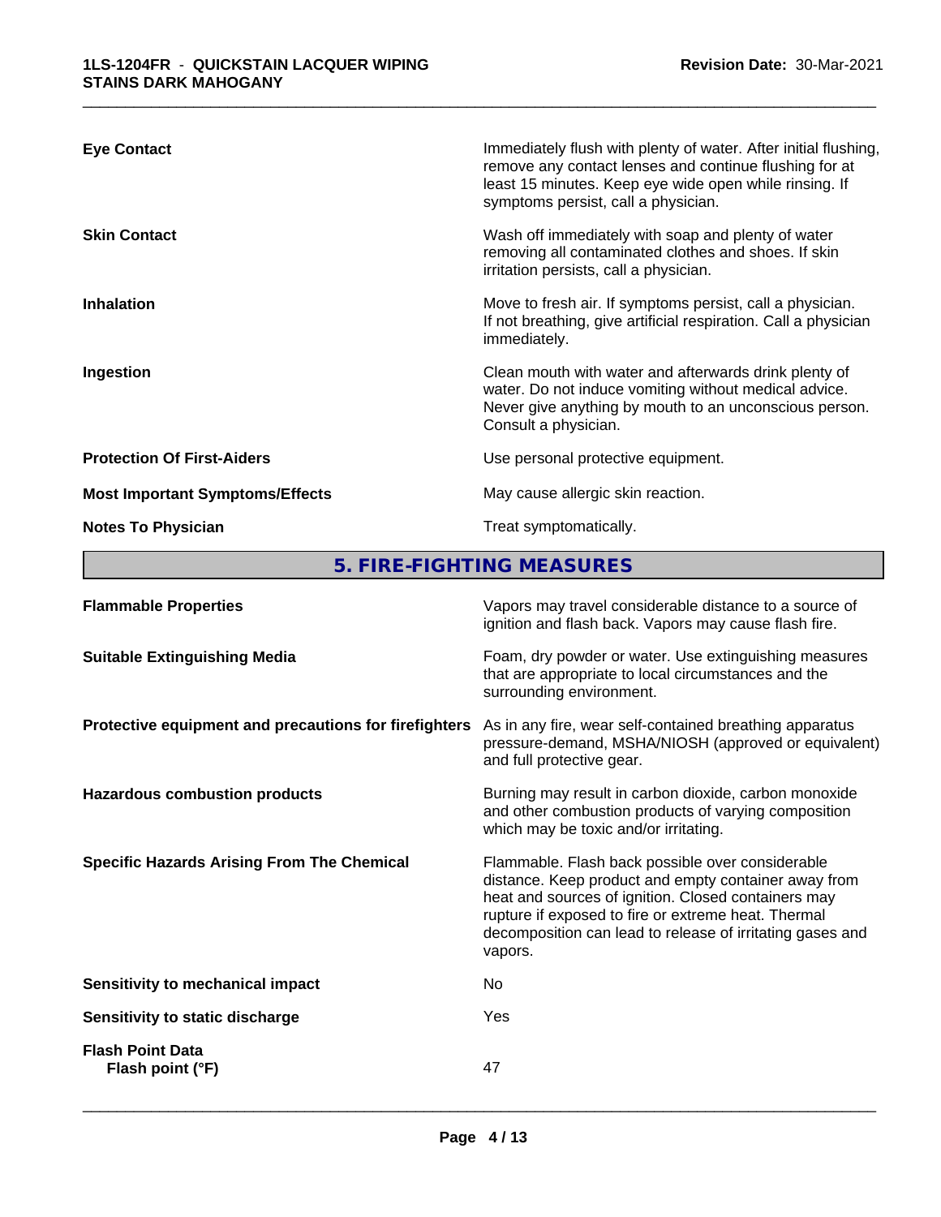**Eye Contact** — Immediately flush with plenty of water. After initial flushing, remove any contact lenses and continue flushing for at least 15 minutes. Keep eye wide open while rinsing. If symptoms persist, call a physician.

**Skin Contact** — Wash off immediately with soap and plenty of water removing all contaminated clothes and shoes. If skin irritation persists, call a physician.

**Inhalation** — Move to fresh air. If symptoms persist, call a physician. If not breathing, give artificial respiration. Call a physician immediately.

**Ingestion** — Clean mouth with water and afterwards drink plenty of water. Do not induce vomiting without medical advice. Never give anything by mouth to an unconscious person. Consult a physician.

**Protection Of First-Aiders** — Use personal protective equipment.

**Most Important Symptoms/Effects** — May cause allergic skin reaction.

**Notes To Physician** — Treat symptomatically.

## 5. FIRE-FIGHTING MEASURES

**Flammable Properties** — Vapors may travel considerable distance to a source of ignition and flash back. Vapors may cause flash fire.

**Suitable Extinguishing Media** — Foam, dry powder or water. Use extinguishing measures that are appropriate to local circumstances and the surrounding environment.

**Protective equipment and precautions for firefighters** — As in any fire, wear self-contained breathing apparatus pressure-demand, MSHA/NIOSH (approved or equivalent) and full protective gear.

**Hazardous combustion products** — Burning may result in carbon dioxide, carbon monoxide and other combustion products of varying composition which may be toxic and/or irritating.

**Specific Hazards Arising From The Chemical** — Flammable. Flash back possible over considerable distance. Keep product and empty container away from heat and sources of ignition. Closed containers may rupture if exposed to fire or extreme heat. Thermal decomposition can lead to release of irritating gases and vapors.

**Sensitivity to mechanical impact** — No

**Sensitivity to static discharge** — Yes

**Flash Point Data**
**Flash point (°F)** — 47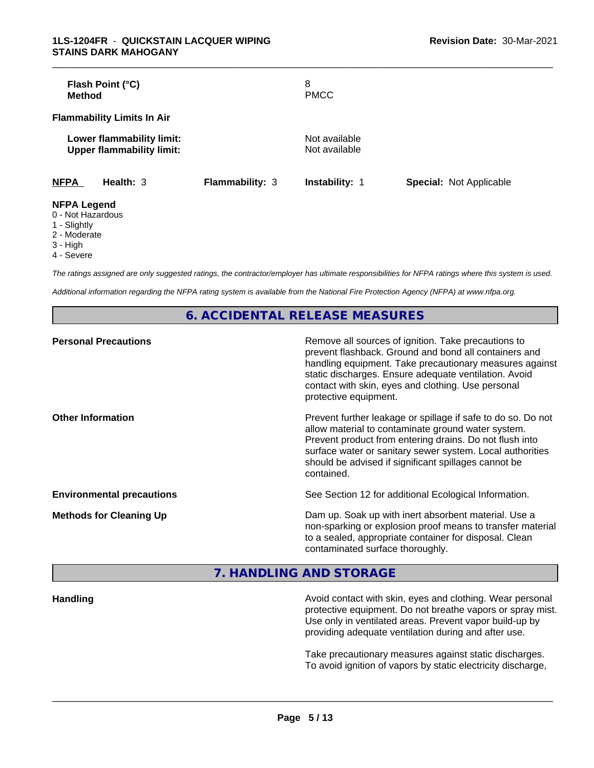| | |
|---|---|
| **Flash Point (°C)** | 8 |
| **Method** | PMCC |

**Flammability Limits In Air**

| | |
|---|---|
| **Lower flammability limit:** | Not available |
| **Upper flammability limit:** | Not available |

| **NFPA** | **Health:** 3 | **Flammability:** 3 | **Instability:** 1 | **Special:** Not Applicable |
|---|---|---|---|---|

**NFPA Legend**
0 - Not Hazardous
1 - Slightly
2 - Moderate
3 - High
4 - Severe

*The ratings assigned are only suggested ratings, the contractor/employer has ultimate responsibilities for NFPA ratings where this system is used.*

*Additional information regarding the NFPA rating system is available from the National Fire Protection Agency (NFPA) at www.nfpa.org.*

## 6. ACCIDENTAL RELEASE MEASURES

**Personal Precautions**

Remove all sources of ignition. Take precautions to prevent flashback. Ground and bond all containers and handling equipment. Take precautionary measures against static discharges. Ensure adequate ventilation. Avoid contact with skin, eyes and clothing. Use personal protective equipment.

**Other Information**

Prevent further leakage or spillage if safe to do so. Do not allow material to contaminate ground water system. Prevent product from entering drains. Do not flush into surface water or sanitary sewer system. Local authorities should be advised if significant spillages cannot be contained.

**Environmental precautions**

See Section 12 for additional Ecological Information.

**Methods for Cleaning Up**

Dam up. Soak up with inert absorbent material. Use a non-sparking or explosion proof means to transfer material to a sealed, appropriate container for disposal. Clean contaminated surface thoroughly.

## 7. HANDLING AND STORAGE

**Handling**

Avoid contact with skin, eyes and clothing. Wear personal protective equipment. Do not breathe vapors or spray mist. Use only in ventilated areas. Prevent vapor build-up by providing adequate ventilation during and after use.

Take precautionary measures against static discharges. To avoid ignition of vapors by static electricity discharge,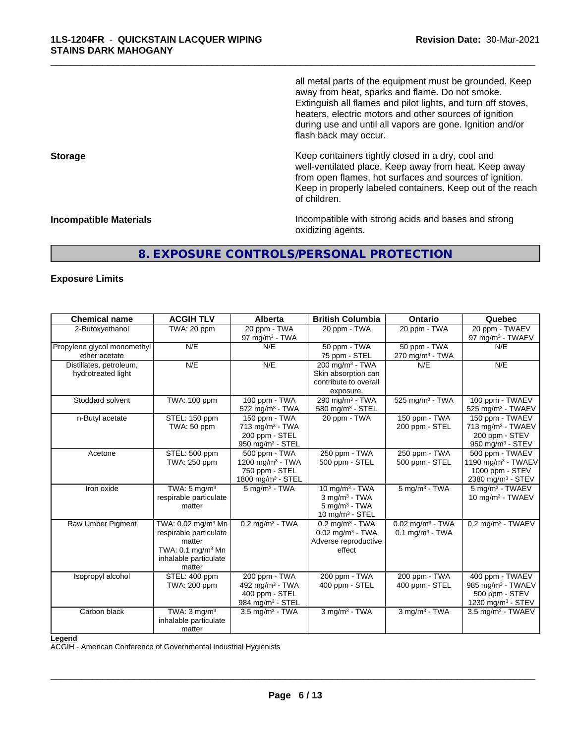all metal parts of the equipment must be grounded. Keep away from heat, sparks and flame. Do not smoke. Extinguish all flames and pilot lights, and turn off stoves, heaters, electric motors and other sources of ignition during use and until all vapors are gone. Ignition and/or flash back may occur.

**Storage**

Keep containers tightly closed in a dry, cool and well-ventilated place. Keep away from heat. Keep away from open flames, hot surfaces and sources of ignition. Keep in properly labeled containers. Keep out of the reach of children.

**Incompatible Materials**

Incompatible with strong acids and bases and strong oxidizing agents.

## 8. EXPOSURE CONTROLS/PERSONAL PROTECTION

### Exposure Limits

| Chemical name | ACGIH TLV | Alberta | British Columbia | Ontario | Quebec |
|---|---|---|---|---|---|
| 2-Butoxyethanol | TWA: 20 ppm | 20 ppm - TWA<br>97 mg/m³ - TWA | 20 ppm - TWA | 20 ppm - TWA | 20 ppm - TWAEV<br>97 mg/m³ - TWAEV |
| Propylene glycol monomethyl ether acetate | N/E | N/E | 50 ppm - TWA<br>75 ppm - STEL | 50 ppm - TWA<br>270 mg/m³ - TWA | N/E |
| Distillates, petroleum, hydrotreated light | N/E | N/E | 200 mg/m³ - TWA<br>Skin absorption can contribute to overall exposure. | N/E | N/E |
| Stoddard solvent | TWA: 100 ppm | 100 ppm - TWA<br>572 mg/m³ - TWA | 290 mg/m³ - TWA<br>580 mg/m³ - STEL | 525 mg/m³ - TWA | 100 ppm - TWAEV<br>525 mg/m³ - TWAEV |
| n-Butyl acetate | STEL: 150 ppm<br>TWA: 50 ppm | 150 ppm - TWA<br>713 mg/m³ - TWA<br>200 ppm - STEL<br>950 mg/m³ - STEL | 20 ppm - TWA | 150 ppm - TWA<br>200 ppm - STEL | 150 ppm - TWAEV<br>713 mg/m³ - TWAEV<br>200 ppm - STEV<br>950 mg/m³ - STEV |
| Acetone | STEL: 500 ppm<br>TWA: 250 ppm | 500 ppm - TWA<br>1200 mg/m³ - TWA<br>750 ppm - STEL<br>1800 mg/m³ - STEL | 250 ppm - TWA<br>500 ppm - STEL | 250 ppm - TWA<br>500 ppm - STEL | 500 ppm - TWAEV<br>1190 mg/m³ - TWAEV<br>1000 ppm - STEV<br>2380 mg/m³ - STEV |
| Iron oxide | TWA: 5 mg/m³ respirable particulate matter | 5 mg/m³ - TWA | 10 mg/m³ - TWA<br>3 mg/m³ - TWA<br>5 mg/m³ - TWA<br>10 mg/m³ - STEL | 5 mg/m³ - TWA | 5 mg/m³ - TWAEV<br>10 mg/m³ - TWAEV |
| Raw Umber Pigment | TWA: 0.02 mg/m³ Mn respirable particulate matter<br>TWA: 0.1 mg/m³ Mn inhalable particulate matter | 0.2 mg/m³ - TWA | 0.2 mg/m³ - TWA<br>0.02 mg/m³ - TWA<br>Adverse reproductive effect | 0.02 mg/m³ - TWA<br>0.1 mg/m³ - TWA | 0.2 mg/m³ - TWAEV |
| Isopropyl alcohol | STEL: 400 ppm<br>TWA: 200 ppm | 200 ppm - TWA<br>492 mg/m³ - TWA<br>400 ppm - STEL<br>984 mg/m³ - STEL | 200 ppm - TWA<br>400 ppm - STEL | 200 ppm - TWA<br>400 ppm - STEL | 400 ppm - TWAEV<br>985 mg/m³ - TWAEV<br>500 ppm - STEV<br>1230 mg/m³ - STEV |
| Carbon black | TWA: 3 mg/m³ inhalable particulate matter | 3.5 mg/m³ - TWA | 3 mg/m³ - TWA | 3 mg/m³ - TWA | 3.5 mg/m³ - TWAEV |

**Legend**

ACGIH - American Conference of Governmental Industrial Hygienists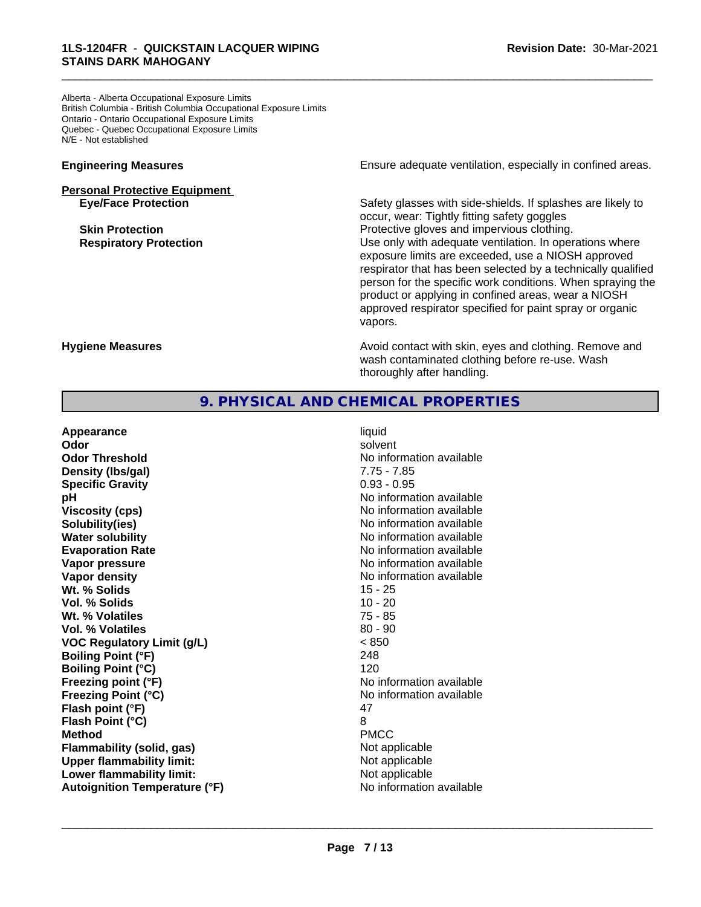Alberta - Alberta Occupational Exposure Limits
British Columbia - British Columbia Occupational Exposure Limits
Ontario - Ontario Occupational Exposure Limits
Quebec - Quebec Occupational Exposure Limits
N/E - Not established

**Engineering Measures** Ensure adequate ventilation, especially in confined areas.

**Personal Protective Equipment**

**Eye/Face Protection** Safety glasses with side-shields. If splashes are likely to occur, wear: Tightly fitting safety goggles

**Skin Protection** Protective gloves and impervious clothing.

**Respiratory Protection** Use only with adequate ventilation. In operations where exposure limits are exceeded, use a NIOSH approved respirator that has been selected by a technically qualified person for the specific work conditions. When spraying the product or applying in confined areas, wear a NIOSH approved respirator specified for paint spray or organic vapors.

**Hygiene Measures** Avoid contact with skin, eyes and clothing. Remove and wash contaminated clothing before re-use. Wash thoroughly after handling.

## 9. PHYSICAL AND CHEMICAL PROPERTIES

| Property | Value |
| --- | --- |
| **Appearance** | liquid |
| **Odor** | solvent |
| **Odor Threshold** | No information available |
| **Density (lbs/gal)** | 7.75 - 7.85 |
| **Specific Gravity** | 0.93 - 0.95 |
| **pH** | No information available |
| **Viscosity (cps)** | No information available |
| **Solubility(ies)** | No information available |
| **Water solubility** | No information available |
| **Evaporation Rate** | No information available |
| **Vapor pressure** | No information available |
| **Vapor density** | No information available |
| **Wt. % Solids** | 15 - 25 |
| **Vol. % Solids** | 10 - 20 |
| **Wt. % Volatiles** | 75 - 85 |
| **Vol. % Volatiles** | 80 - 90 |
| **VOC Regulatory Limit (g/L)** | < 850 |
| **Boiling Point (°F)** | 248 |
| **Boiling Point (°C)** | 120 |
| **Freezing point (°F)** | No information available |
| **Freezing Point (°C)** | No information available |
| **Flash point (°F)** | 47 |
| **Flash Point (°C)** | 8 |
| **Method** | PMCC |
| **Flammability (solid, gas)** | Not applicable |
| **Upper flammability limit:** | Not applicable |
| **Lower flammability limit:** | Not applicable |
| **Autoignition Temperature (°F)** | No information available |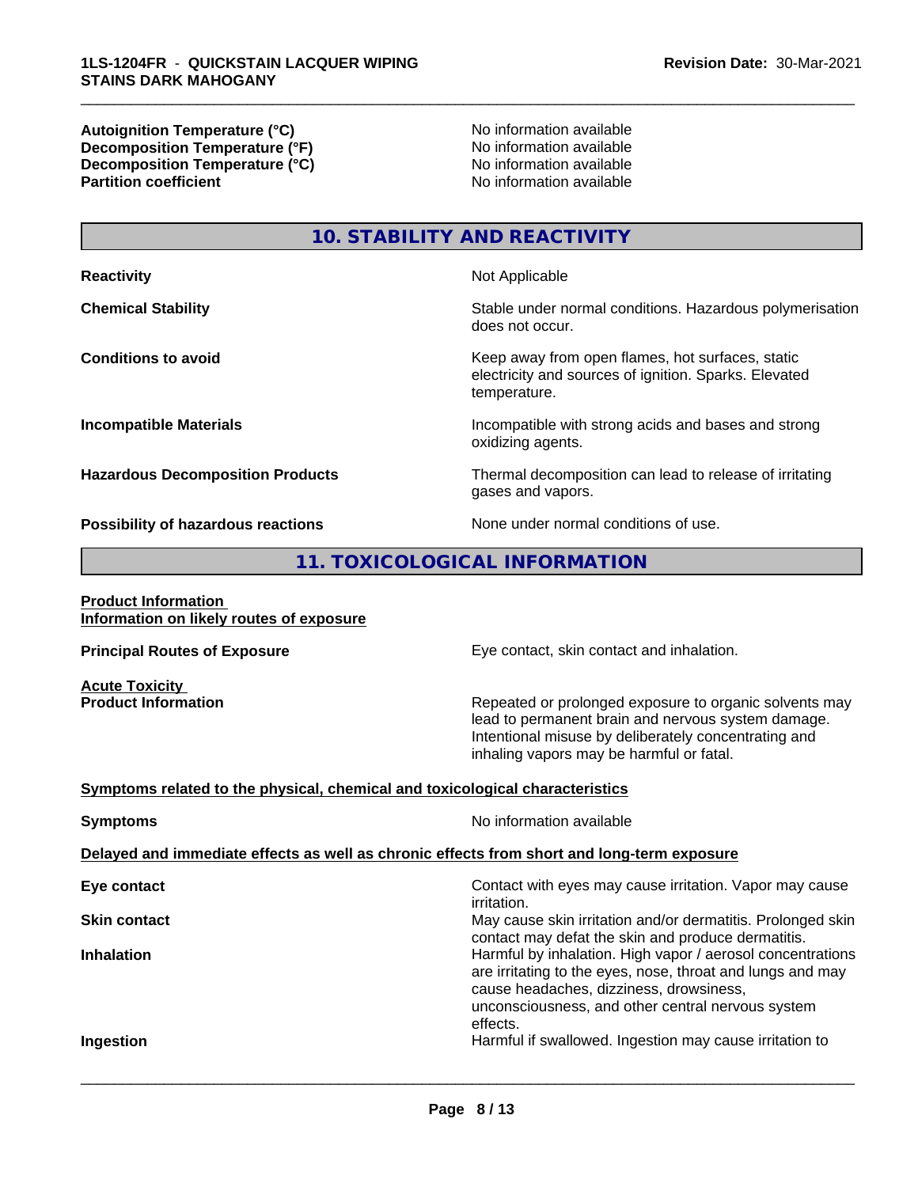| | |
|---|---|
| **Autoignition Temperature (°C)** | No information available |
| **Decomposition Temperature (°F)** | No information available |
| **Decomposition Temperature (°C)** | No information available |
| **Partition coefficient** | No information available |

## 10. STABILITY AND REACTIVITY

| | |
|---|---|
| **Reactivity** | Not Applicable |
| **Chemical Stability** | Stable under normal conditions. Hazardous polymerisation does not occur. |
| **Conditions to avoid** | Keep away from open flames, hot surfaces, static electricity and sources of ignition. Sparks. Elevated temperature. |
| **Incompatible Materials** | Incompatible with strong acids and bases and strong oxidizing agents. |
| **Hazardous Decomposition Products** | Thermal decomposition can lead to release of irritating gases and vapors. |
| **Possibility of hazardous reactions** | None under normal conditions of use. |

## 11. TOXICOLOGICAL INFORMATION

**Product Information**
**Information on likely routes of exposure**

**Principal Routes of Exposure** — Eye contact, skin contact and inhalation.

**Acute Toxicity**
**Product Information** — Repeated or prolonged exposure to organic solvents may lead to permanent brain and nervous system damage. Intentional misuse by deliberately concentrating and inhaling vapors may be harmful or fatal.

**Symptoms related to the physical, chemical and toxicological characteristics**

**Symptoms** — No information available

**Delayed and immediate effects as well as chronic effects from short and long-term exposure**

| | |
|---|---|
| **Eye contact** | Contact with eyes may cause irritation. Vapor may cause irritation. |
| **Skin contact** | May cause skin irritation and/or dermatitis. Prolonged skin contact may defat the skin and produce dermatitis. |
| **Inhalation** | Harmful by inhalation. High vapor / aerosol concentrations are irritating to the eyes, nose, throat and lungs and may cause headaches, dizziness, drowsiness, unconsciousness, and other central nervous system effects. |
| **Ingestion** | Harmful if swallowed. Ingestion may cause irritation to |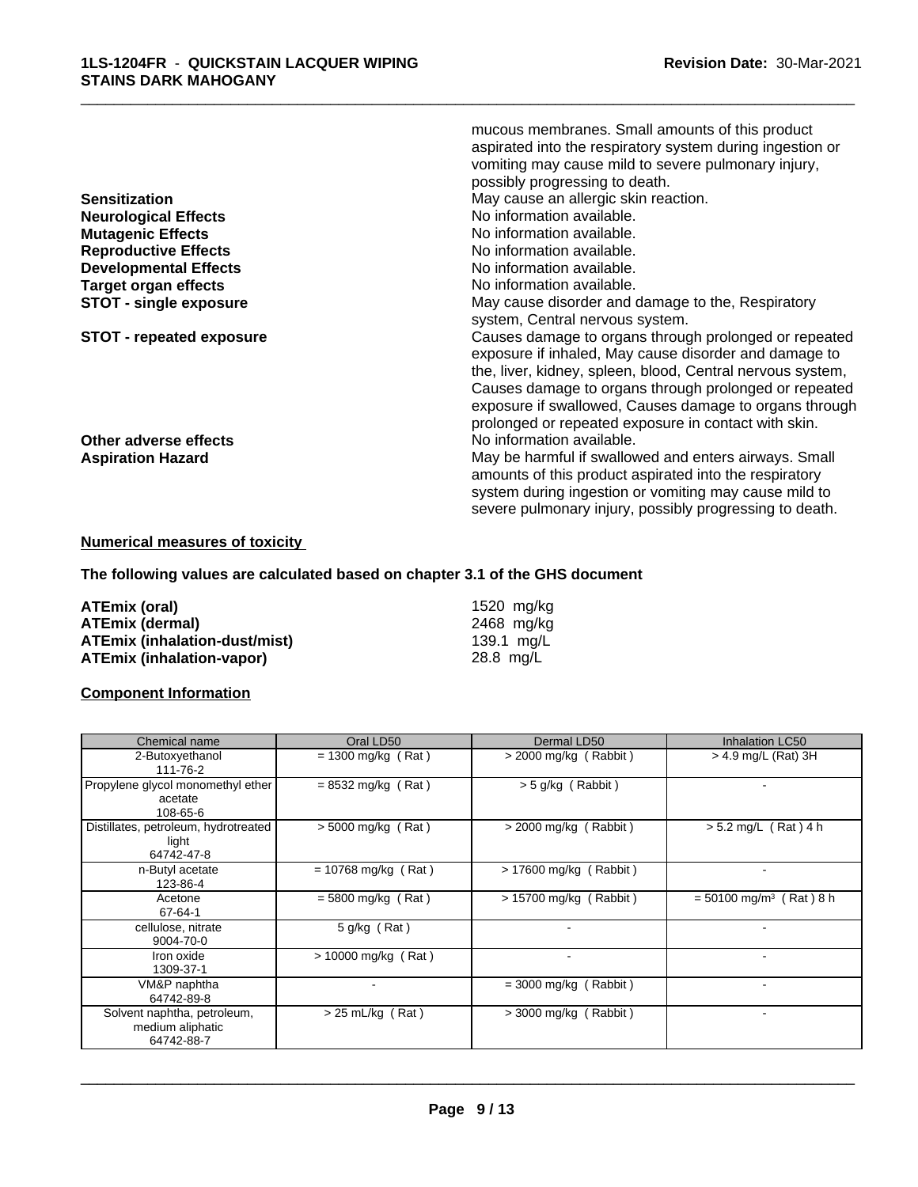mucous membranes. Small amounts of this product aspirated into the respiratory system during ingestion or vomiting may cause mild to severe pulmonary injury, possibly progressing to death.

**Sensitization** May cause an allergic skin reaction.
**Neurological Effects** No information available.
**Mutagenic Effects** No information available.
**Reproductive Effects** No information available.
**Developmental Effects** No information available.
**Target organ effects** No information available.
**STOT - single exposure** May cause disorder and damage to the, Respiratory system, Central nervous system.
**STOT - repeated exposure** Causes damage to organs through prolonged or repeated exposure if inhaled, May cause disorder and damage to the, liver, kidney, spleen, blood, Central nervous system, Causes damage to organs through prolonged or repeated exposure if swallowed, Causes damage to organs through prolonged or repeated exposure in contact with skin.
**Other adverse effects** No information available.
**Aspiration Hazard** May be harmful if swallowed and enters airways. Small amounts of this product aspirated into the respiratory system during ingestion or vomiting may cause mild to severe pulmonary injury, possibly progressing to death.

**Numerical measures of toxicity**

**The following values are calculated based on chapter 3.1 of the GHS document**

**ATEmix (oral)** 1520 mg/kg
**ATEmix (dermal)** 2468 mg/kg
**ATEmix (inhalation-dust/mist)** 139.1 mg/L
**ATEmix (inhalation-vapor)** 28.8 mg/L

**Component Information**

| Chemical name | Oral LD50 | Dermal LD50 | Inhalation LC50 |
|---|---|---|---|
| 2-Butoxyethanol<br>111-76-2 | = 1300 mg/kg ( Rat ) | > 2000 mg/kg ( Rabbit ) | > 4.9 mg/L (Rat) 3H |
| Propylene glycol monomethyl ether acetate<br>108-65-6 | = 8532 mg/kg ( Rat ) | > 5 g/kg ( Rabbit ) | - |
| Distillates, petroleum, hydrotreated light<br>64742-47-8 | > 5000 mg/kg ( Rat ) | > 2000 mg/kg ( Rabbit ) | > 5.2 mg/L ( Rat ) 4 h |
| n-Butyl acetate<br>123-86-4 | = 10768 mg/kg ( Rat ) | > 17600 mg/kg ( Rabbit ) | - |
| Acetone<br>67-64-1 | = 5800 mg/kg ( Rat ) | > 15700 mg/kg ( Rabbit ) | = 50100 mg/m³ ( Rat ) 8 h |
| cellulose, nitrate<br>9004-70-0 | 5 g/kg ( Rat ) | - | - |
| Iron oxide<br>1309-37-1 | > 10000 mg/kg ( Rat ) | - | - |
| VM&P naphtha<br>64742-89-8 | - | = 3000 mg/kg ( Rabbit ) | - |
| Solvent naphtha, petroleum, medium aliphatic<br>64742-88-7 | > 25 mL/kg ( Rat ) | > 3000 mg/kg ( Rabbit ) | - |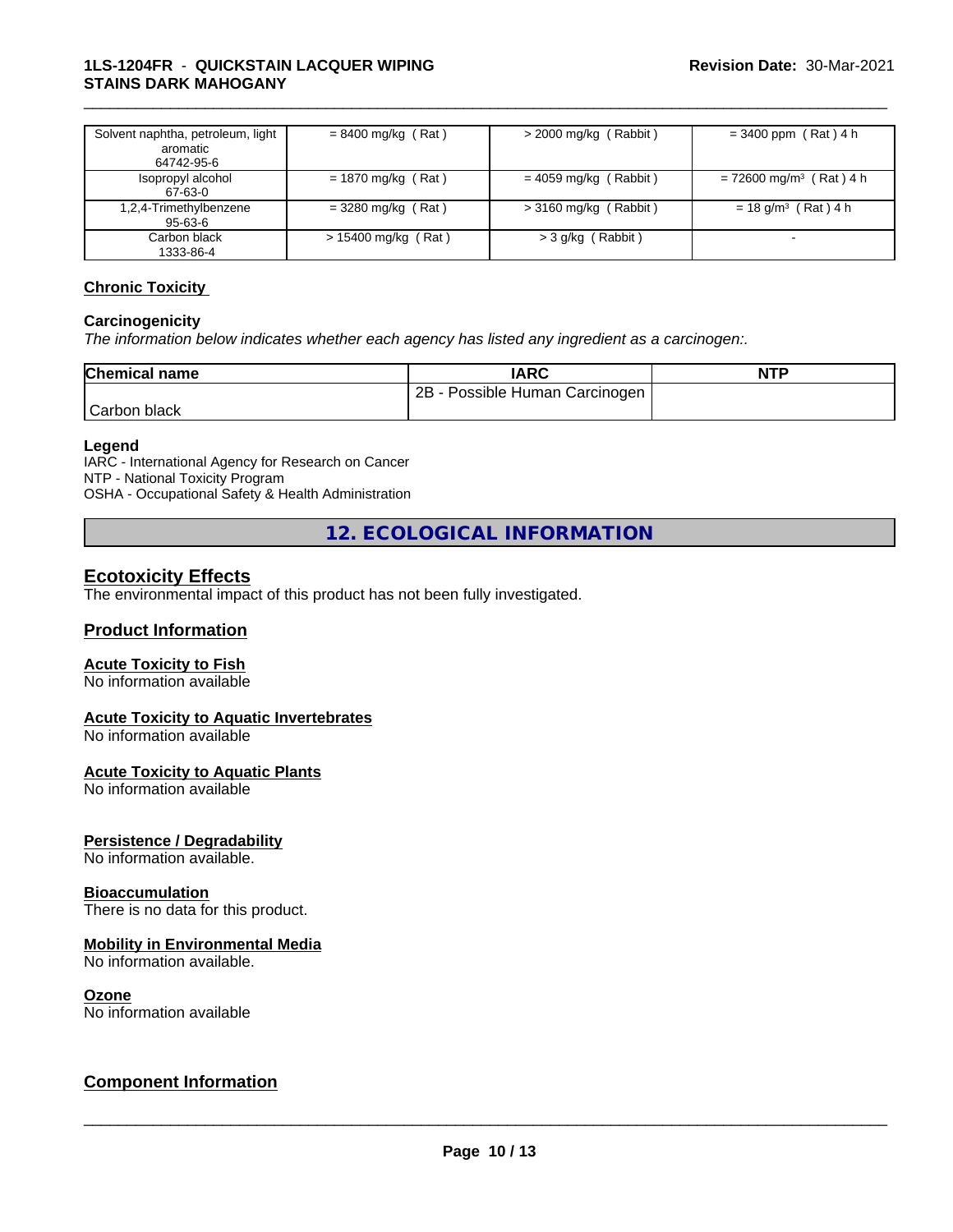| Solvent naphtha, petroleum, light aromatic 64742-95-6 | = 8400 mg/kg ( Rat ) | > 2000 mg/kg ( Rabbit ) | = 3400 ppm ( Rat ) 4 h |
|---|---|---|---|
| Isopropyl alcohol 67-63-0 | = 1870 mg/kg ( Rat ) | = 4059 mg/kg ( Rabbit ) | = 72600 mg/m³ ( Rat ) 4 h |
| 1,2,4-Trimethylbenzene 95-63-6 | = 3280 mg/kg ( Rat ) | > 3160 mg/kg ( Rabbit ) | = 18 g/m³ ( Rat ) 4 h |
| Carbon black 1333-86-4 | > 15400 mg/kg ( Rat ) | > 3 g/kg ( Rabbit ) | - |

**Chronic Toxicity**

**Carcinogenicity**

*The information below indicates whether each agency has listed any ingredient as a carcinogen:.*

| Chemical name | IARC | NTP |
|---|---|---|
| Carbon black | 2B - Possible Human Carcinogen | |

**Legend**

IARC - International Agency for Research on Cancer
NTP - National Toxicity Program
OSHA - Occupational Safety & Health Administration

## 12. ECOLOGICAL INFORMATION

**Ecotoxicity Effects**

The environmental impact of this product has not been fully investigated.

**Product Information**

**Acute Toxicity to Fish**

No information available

**Acute Toxicity to Aquatic Invertebrates**

No information available

**Acute Toxicity to Aquatic Plants**

No information available

**Persistence / Degradability**

No information available.

**Bioaccumulation**

There is no data for this product.

**Mobility in Environmental Media**

No information available.

**Ozone**

No information available

**Component Information**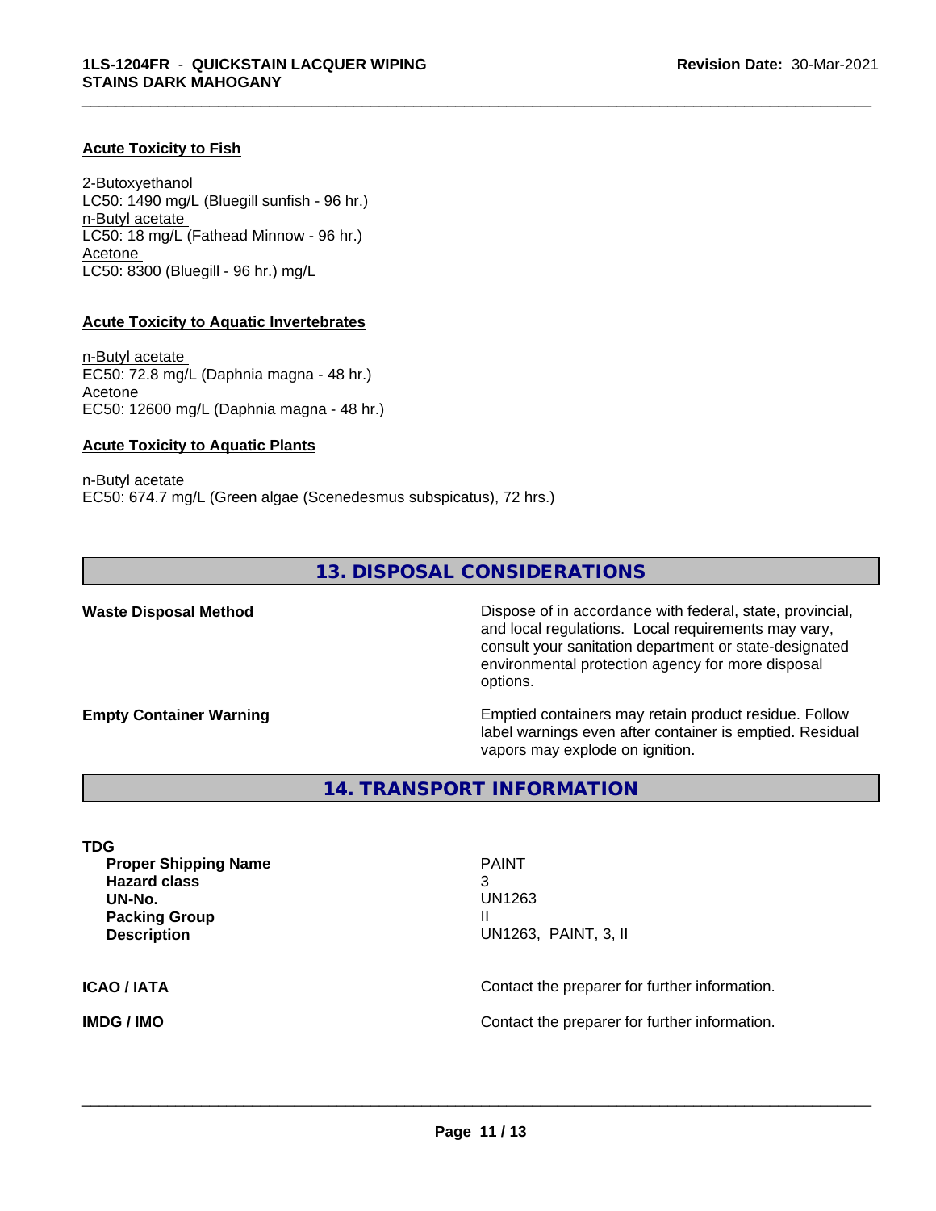#### Acute Toxicity to Fish

2-Butoxyethanol
LC50: 1490 mg/L (Bluegill sunfish - 96 hr.)
n-Butyl acetate
LC50: 18 mg/L (Fathead Minnow - 96 hr.)
Acetone
LC50: 8300 (Bluegill - 96 hr.) mg/L

#### Acute Toxicity to Aquatic Invertebrates

n-Butyl acetate
EC50: 72.8 mg/L (Daphnia magna - 48 hr.)
Acetone
EC50: 12600 mg/L (Daphnia magna - 48 hr.)

#### Acute Toxicity to Aquatic Plants

n-Butyl acetate
EC50: 674.7 mg/L (Green algae (Scenedesmus subspicatus), 72 hrs.)

## 13. DISPOSAL CONSIDERATIONS

**Waste Disposal Method** — Dispose of in accordance with federal, state, provincial, and local regulations. Local requirements may vary, consult your sanitation department or state-designated environmental protection agency for more disposal options.

**Empty Container Warning** — Emptied containers may retain product residue. Follow label warnings even after container is emptied. Residual vapors may explode on ignition.

## 14. TRANSPORT INFORMATION

**TDG**

| | |
|---|---|
| **Proper Shipping Name** | PAINT |
| **Hazard class** | 3 |
| **UN-No.** | UN1263 |
| **Packing Group** | II |
| **Description** | UN1263, PAINT, 3, II |

**ICAO / IATA** — Contact the preparer for further information.

**IMDG / IMO** — Contact the preparer for further information.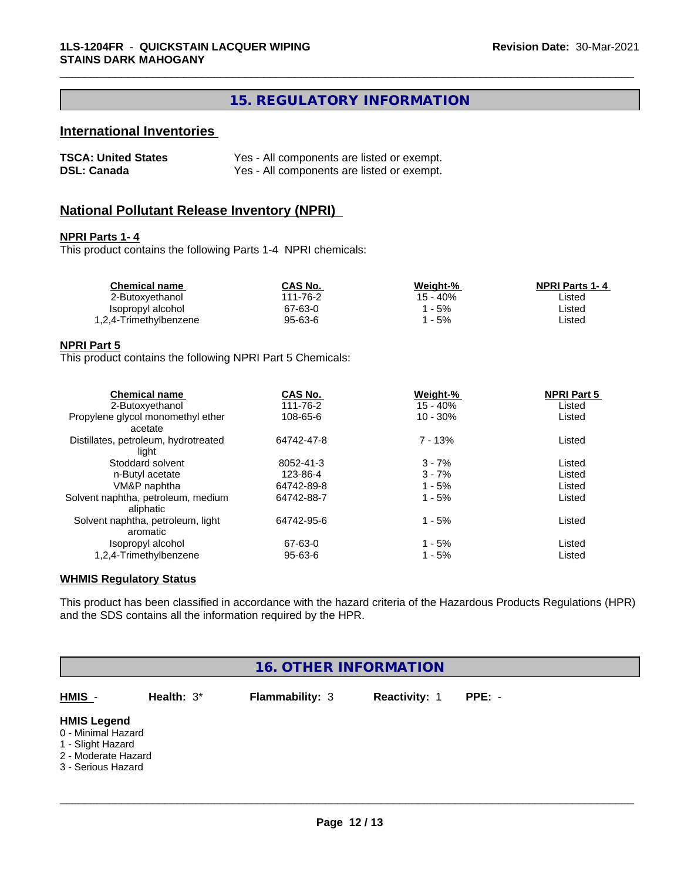## 15. REGULATORY INFORMATION

### International Inventories

| | |
|---|---|
| **TSCA: United States** | Yes - All components are listed or exempt. |
| **DSL: Canada** | Yes - All components are listed or exempt. |

### National Pollutant Release Inventory (NPRI)

**NPRI Parts 1- 4**

This product contains the following Parts 1-4 NPRI chemicals:

| Chemical name | CAS No. | Weight-% | NPRI Parts 1- 4 |
|---|---|---|---|
| 2-Butoxyethanol | 111-76-2 | 15 - 40% | Listed |
| Isopropyl alcohol | 67-63-0 | 1 - 5% | Listed |
| 1,2,4-Trimethylbenzene | 95-63-6 | 1 - 5% | Listed |

**NPRI Part 5**

This product contains the following NPRI Part 5 Chemicals:

| Chemical name | CAS No. | Weight-% | NPRI Part 5 |
|---|---|---|---|
| 2-Butoxyethanol | 111-76-2 | 15 - 40% | Listed |
| Propylene glycol monomethyl ether acetate | 108-65-6 | 10 - 30% | Listed |
| Distillates, petroleum, hydrotreated light | 64742-47-8 | 7 - 13% | Listed |
| Stoddard solvent | 8052-41-3 | 3 - 7% | Listed |
| n-Butyl acetate | 123-86-4 | 3 - 7% | Listed |
| VM&P naphtha | 64742-89-8 | 1 - 5% | Listed |
| Solvent naphtha, petroleum, medium aliphatic | 64742-88-7 | 1 - 5% | Listed |
| Solvent naphtha, petroleum, light aromatic | 64742-95-6 | 1 - 5% | Listed |
| Isopropyl alcohol | 67-63-0 | 1 - 5% | Listed |
| 1,2,4-Trimethylbenzene | 95-63-6 | 1 - 5% | Listed |

**WHMIS Regulatory Status**

This product has been classified in accordance with the hazard criteria of the Hazardous Products Regulations (HPR) and the SDS contains all the information required by the HPR.

## 16. OTHER INFORMATION

| **HMIS** - | **Health:** 3* | **Flammability:** 3 | **Reactivity:** 1 | **PPE:** - |
|---|---|---|---|---|

**HMIS Legend**

0 - Minimal Hazard
1 - Slight Hazard
2 - Moderate Hazard
3 - Serious Hazard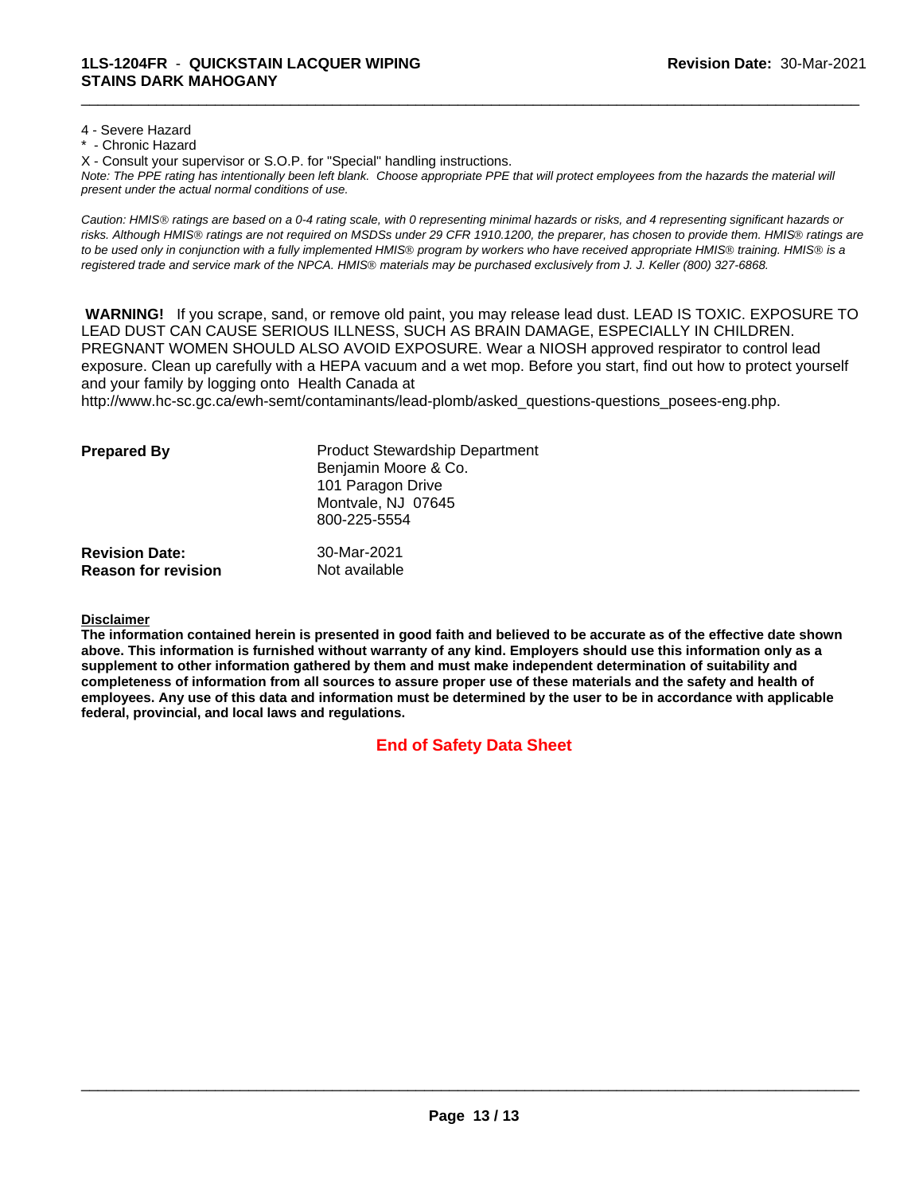4 - Severe Hazard
* - Chronic Hazard
X - Consult your supervisor or S.O.P. for "Special" handling instructions.

*Note: The PPE rating has intentionally been left blank. Choose appropriate PPE that will protect employees from the hazards the material will present under the actual normal conditions of use.*

*Caution: HMIS® ratings are based on a 0-4 rating scale, with 0 representing minimal hazards or risks, and 4 representing significant hazards or risks. Although HMIS® ratings are not required on MSDSs under 29 CFR 1910.1200, the preparer, has chosen to provide them. HMIS® ratings are to be used only in conjunction with a fully implemented HMIS® program by workers who have received appropriate HMIS® training. HMIS® is a registered trade and service mark of the NPCA. HMIS® materials may be purchased exclusively from J. J. Keller (800) 327-6868.*

**WARNING!** If you scrape, sand, or remove old paint, you may release lead dust. LEAD IS TOXIC. EXPOSURE TO LEAD DUST CAN CAUSE SERIOUS ILLNESS, SUCH AS BRAIN DAMAGE, ESPECIALLY IN CHILDREN. PREGNANT WOMEN SHOULD ALSO AVOID EXPOSURE. Wear a NIOSH approved respirator to control lead exposure. Clean up carefully with a HEPA vacuum and a wet mop. Before you start, find out how to protect yourself and your family by logging onto Health Canada at http://www.hc-sc.gc.ca/ewh-semt/contaminants/lead-plomb/asked_questions-questions_posees-eng.php.

| | |
|---|---|
| **Prepared By** | Product Stewardship Department<br>Benjamin Moore & Co.<br>101 Paragon Drive<br>Montvale, NJ 07645<br>800-225-5554 |
| **Revision Date:** | 30-Mar-2021 |
| **Reason for revision** | Not available |

**Disclaimer**

**The information contained herein is presented in good faith and believed to be accurate as of the effective date shown above. This information is furnished without warranty of any kind. Employers should use this information only as a supplement to other information gathered by them and must make independent determination of suitability and completeness of information from all sources to assure proper use of these materials and the safety and health of employees. Any use of this data and information must be determined by the user to be in accordance with applicable federal, provincial, and local laws and regulations.**

**End of Safety Data Sheet**